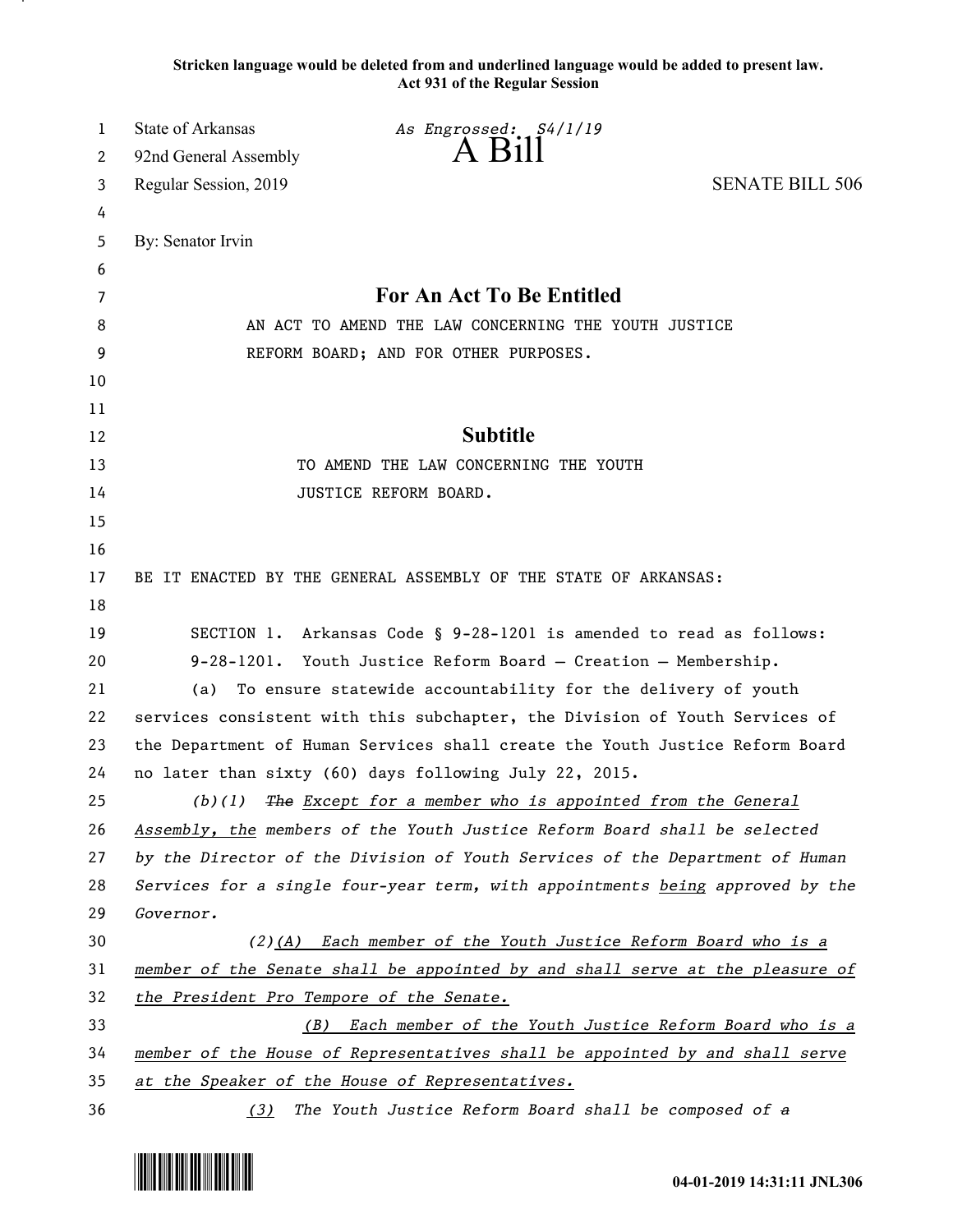**Stricken language would be deleted from and underlined language would be added to present law.**
**Act 931 of the Regular Session**

State of Arkansas *As Engrossed: S4/1/19*
92nd General Assembly **A Bill**
Regular Session, 2019 SENATE BILL 506

By: Senator Irvin

## For An Act To Be Entitled

AN ACT TO AMEND THE LAW CONCERNING THE YOUTH JUSTICE REFORM BOARD; AND FOR OTHER PURPOSES.

## Subtitle

TO AMEND THE LAW CONCERNING THE YOUTH JUSTICE REFORM BOARD.

BE IT ENACTED BY THE GENERAL ASSEMBLY OF THE STATE OF ARKANSAS:

SECTION 1. Arkansas Code § 9-28-1201 is amended to read as follows:

9-28-1201. Youth Justice Reform Board — Creation — Membership.

(a) To ensure statewide accountability for the delivery of youth services consistent with this subchapter, the Division of Youth Services of the Department of Human Services shall create the Youth Justice Reform Board no later than sixty (60) days following July 22, 2015.

*(b)(1) ~~The~~ Except for a member who is appointed from the General Assembly, the members of the Youth Justice Reform Board shall be selected by the Director of the Division of Youth Services of the Department of Human Services for a single four-year term, with appointments being approved by the Governor.*

*(2)(A) Each member of the Youth Justice Reform Board who is a member of the Senate shall be appointed by and shall serve at the pleasure of the President Pro Tempore of the Senate.*

*(B) Each member of the Youth Justice Reform Board who is a member of the House of Representatives shall be appointed by and shall serve at the Speaker of the House of Representatives.*

*(3) The Youth Justice Reform Board shall be composed of ~~a~~*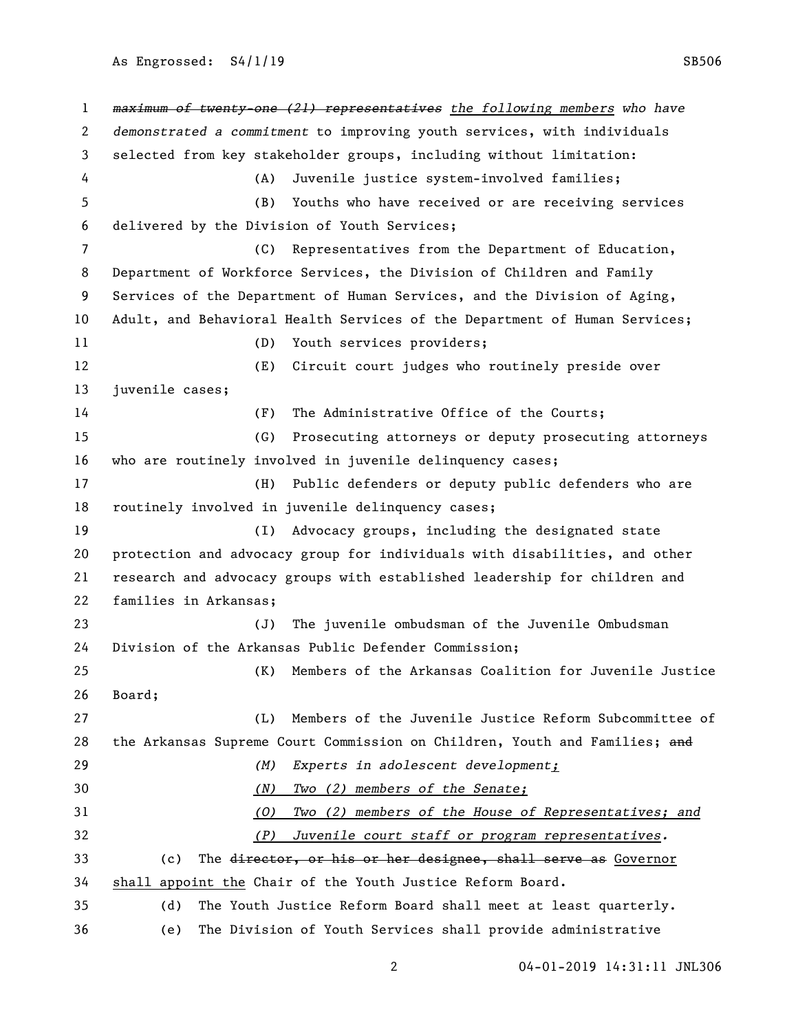~~maximum of twenty-one (21) representatives~~ _the following members_ *who have demonstrated a commitment* to improving youth services, with individuals selected from key stakeholder groups, including without limitation:

(A) Juvenile justice system-involved families;

(B) Youths who have received or are receiving services delivered by the Division of Youth Services;

(C) Representatives from the Department of Education, Department of Workforce Services, the Division of Children and Family Services of the Department of Human Services, and the Division of Aging, Adult, and Behavioral Health Services of the Department of Human Services;

(D) Youth services providers;

(E) Circuit court judges who routinely preside over juvenile cases;

(F) The Administrative Office of the Courts;

(G) Prosecuting attorneys or deputy prosecuting attorneys who are routinely involved in juvenile delinquency cases;

(H) Public defenders or deputy public defenders who are routinely involved in juvenile delinquency cases;

(I) Advocacy groups, including the designated state protection and advocacy group for individuals with disabilities, and other research and advocacy groups with established leadership for children and families in Arkansas;

(J) The juvenile ombudsman of the Juvenile Ombudsman Division of the Arkansas Public Defender Commission;

(K) Members of the Arkansas Coalition for Juvenile Justice Board;

(L) Members of the Juvenile Justice Reform Subcommittee of the Arkansas Supreme Court Commission on Children, Youth and Families; ~~and~~

*(M) Experts in adolescent development*_;_

_(N) Two (2) members of the Senate;_

_(O) Two (2) members of the House of Representatives; and_

_(P) Juvenile court staff or program representatives_*.*

(c) The ~~director, or his or her designee, shall serve as~~ _Governor shall appoint the_ Chair of the Youth Justice Reform Board.

(d) The Youth Justice Reform Board shall meet at least quarterly.

(e) The Division of Youth Services shall provide administrative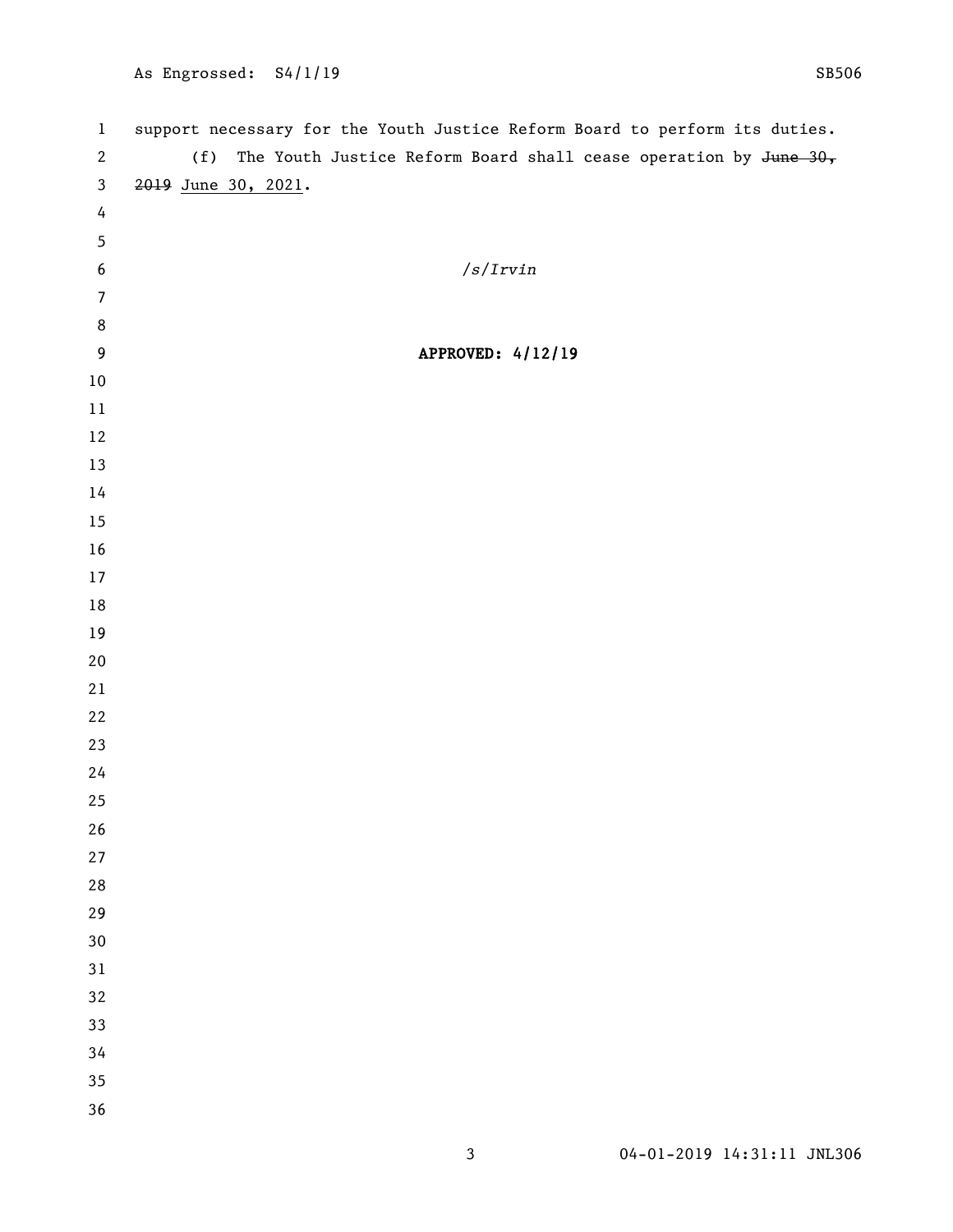support necessary for the Youth Justice Reform Board to perform its duties.

(f) The Youth Justice Reform Board shall cease operation by ~~June 30, 2019~~ June 30, 2021.

*/s/Irvin*

**APPROVED: 4/12/19**